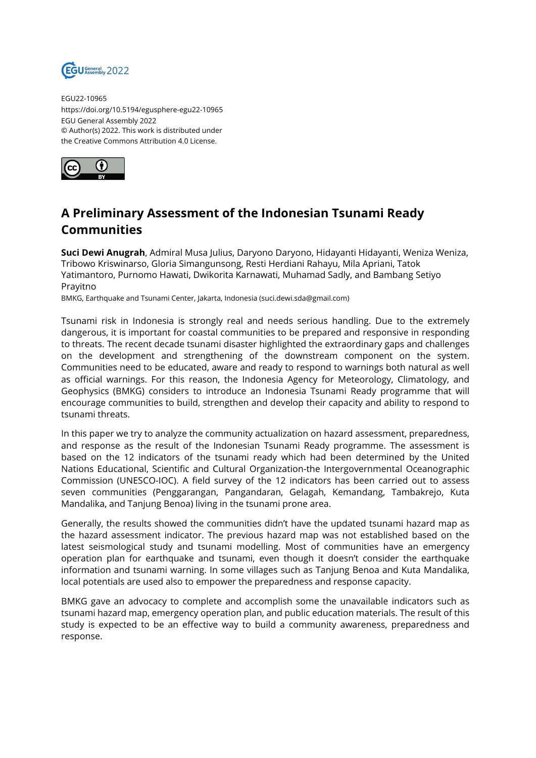EGU22-10965
https://doi.org/10.5194/egusphere-egu22-10965
EGU General Assembly 2022
© Author(s) 2022. This work is distributed under the Creative Commons Attribution 4.0 License.

# A Preliminary Assessment of the Indonesian Tsunami Ready Communities

**Suci Dewi Anugrah**, Admiral Musa Julius, Daryono Daryono, Hidayanti Hidayanti, Weniza Weniza, Tribowo Kriswinarso, Gloria Simangunsong, Resti Herdiani Rahayu, Mila Apriani, Tatok Yatimantoro, Purnomo Hawati, Dwikorita Karnawati, Muhamad Sadly, and Bambang Setiyo Prayitno

BMKG, Earthquake and Tsunami Center, Jakarta, Indonesia (suci.dewi.sda@gmail.com)

Tsunami risk in Indonesia is strongly real and needs serious handling. Due to the extremely dangerous, it is important for coastal communities to be prepared and responsive in responding to threats. The recent decade tsunami disaster highlighted the extraordinary gaps and challenges on the development and strengthening of the downstream component on the system. Communities need to be educated, aware and ready to respond to warnings both natural as well as official warnings. For this reason, the Indonesia Agency for Meteorology, Climatology, and Geophysics (BMKG) considers to introduce an Indonesia Tsunami Ready programme that will encourage communities to build, strengthen and develop their capacity and ability to respond to tsunami threats.

In this paper we try to analyze the community actualization on hazard assessment, preparedness, and response as the result of the Indonesian Tsunami Ready programme. The assessment is based on the 12 indicators of the tsunami ready which had been determined by the United Nations Educational, Scientific and Cultural Organization-the Intergovernmental Oceanographic Commission (UNESCO-IOC). A field survey of the 12 indicators has been carried out to assess seven communities (Penggarangan, Pangandaran, Gelagah, Kemandang, Tambakrejo, Kuta Mandalika, and Tanjung Benoa) living in the tsunami prone area.

Generally, the results showed the communities didn't have the updated tsunami hazard map as the hazard assessment indicator. The previous hazard map was not established based on the latest seismological study and tsunami modelling. Most of communities have an emergency operation plan for earthquake and tsunami, even though it doesn't consider the earthquake information and tsunami warning. In some villages such as Tanjung Benoa and Kuta Mandalika, local potentials are used also to empower the preparedness and response capacity.

BMKG gave an advocacy to complete and accomplish some the unavailable indicators such as tsunami hazard map, emergency operation plan, and public education materials. The result of this study is expected to be an effective way to build a community awareness, preparedness and response.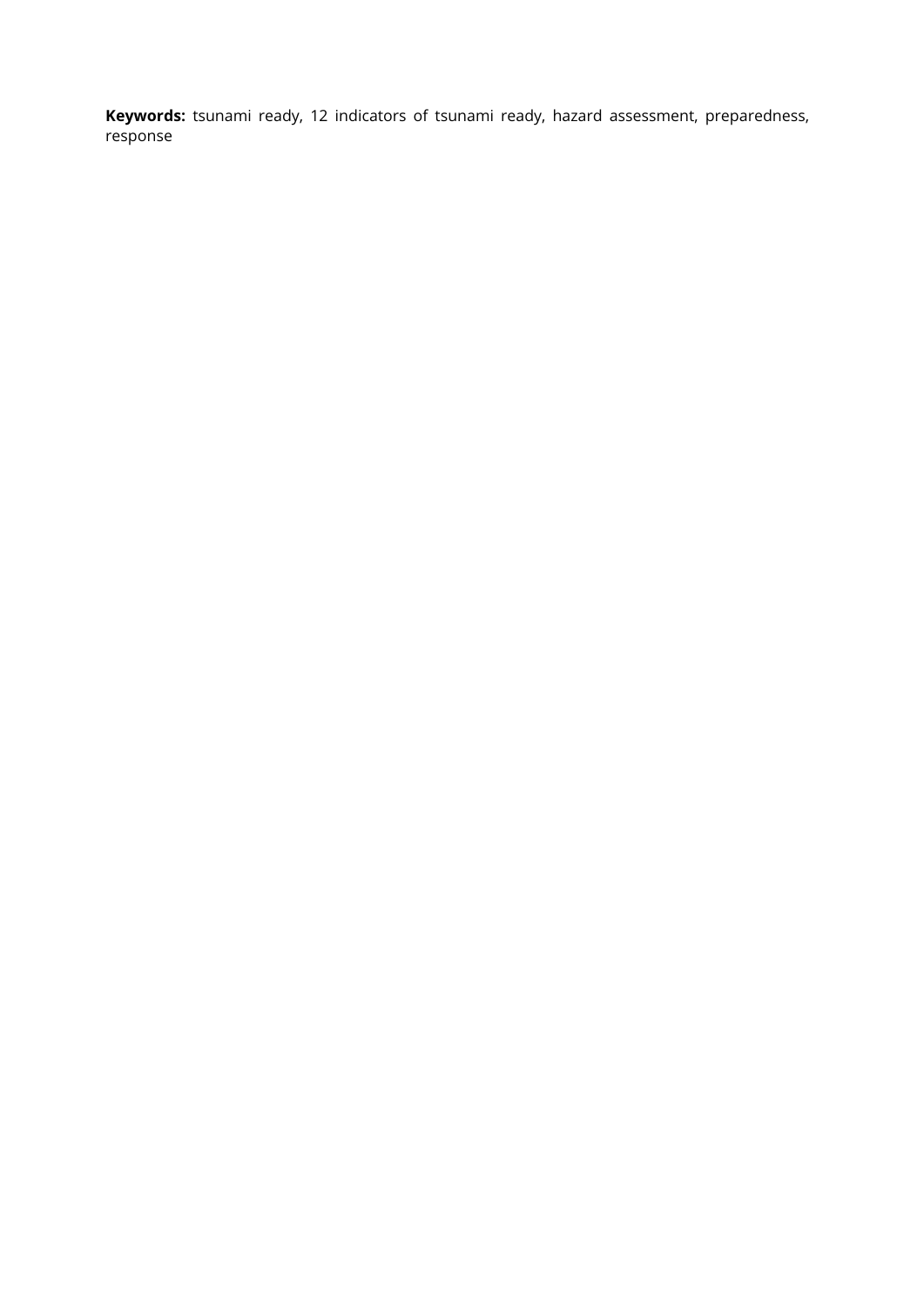**Keywords:** tsunami ready, 12 indicators of tsunami ready, hazard assessment, preparedness, response